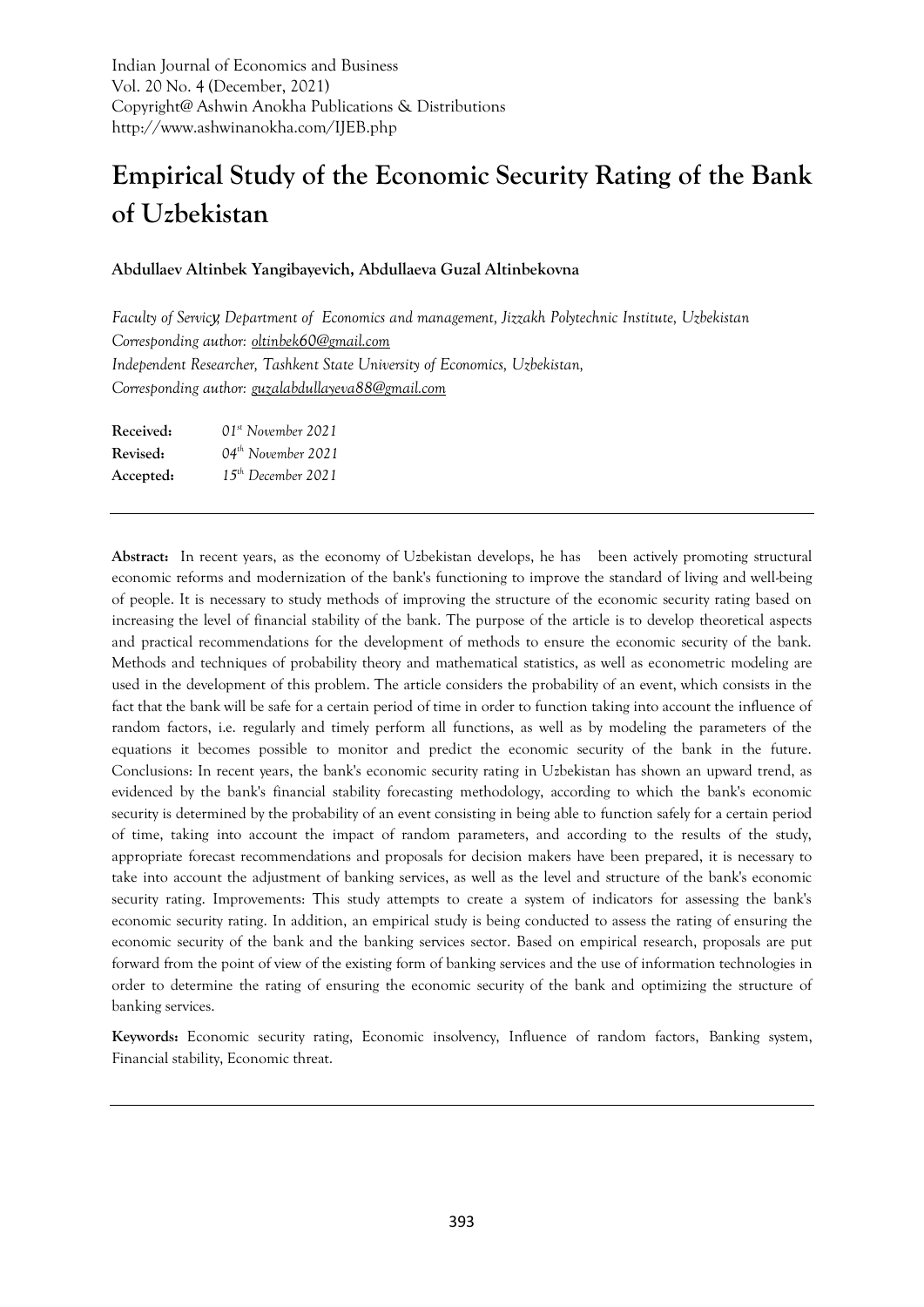Indian Journal of Economics and Business
Vol. 20 No. 4 (December, 2021)
Copyright@ Ashwin Anokha Publications & Distributions
http://www.ashwinanokha.com/IJEB.php

# Empirical Study of the Economic Security Rating of the Bank of Uzbekistan

**Abdullaev Altinbek Yangibayevich, Abdullaeva Guzal Altinbekovna**

*Faculty of Servicy, Department of Economics and management, Jizzakh Polytechnic Institute, Uzbekistan*
*Corresponding author: oltinbek60@gmail.com*
*Independent Researcher, Tashkent State University of Economics, Uzbekistan,*
*Corresponding author: guzalabdullayeva88@gmail.com*

**Received:** *01st November 2021*
**Revised:** *04th November 2021*
**Accepted:** *15th December 2021*

---

**Abstract:** In recent years, as the economy of Uzbekistan develops, he has been actively promoting structural economic reforms and modernization of the bank's functioning to improve the standard of living and well-being of people. It is necessary to study methods of improving the structure of the economic security rating based on increasing the level of financial stability of the bank. The purpose of the article is to develop theoretical aspects and practical recommendations for the development of methods to ensure the economic security of the bank. Methods and techniques of probability theory and mathematical statistics, as well as econometric modeling are used in the development of this problem. The article considers the probability of an event, which consists in the fact that the bank will be safe for a certain period of time in order to function taking into account the influence of random factors, i.e. regularly and timely perform all functions, as well as by modeling the parameters of the equations it becomes possible to monitor and predict the economic security of the bank in the future. Conclusions: In recent years, the bank's economic security rating in Uzbekistan has shown an upward trend, as evidenced by the bank's financial stability forecasting methodology, according to which the bank's economic security is determined by the probability of an event consisting in being able to function safely for a certain period of time, taking into account the impact of random parameters, and according to the results of the study, appropriate forecast recommendations and proposals for decision makers have been prepared, it is necessary to take into account the adjustment of banking services, as well as the level and structure of the bank's economic security rating. Improvements: This study attempts to create a system of indicators for assessing the bank's economic security rating. In addition, an empirical study is being conducted to assess the rating of ensuring the economic security of the bank and the banking services sector. Based on empirical research, proposals are put forward from the point of view of the existing form of banking services and the use of information technologies in order to determine the rating of ensuring the economic security of the bank and optimizing the structure of banking services.

**Keywords:** Economic security rating, Economic insolvency, Influence of random factors, Banking system, Financial stability, Economic threat.

---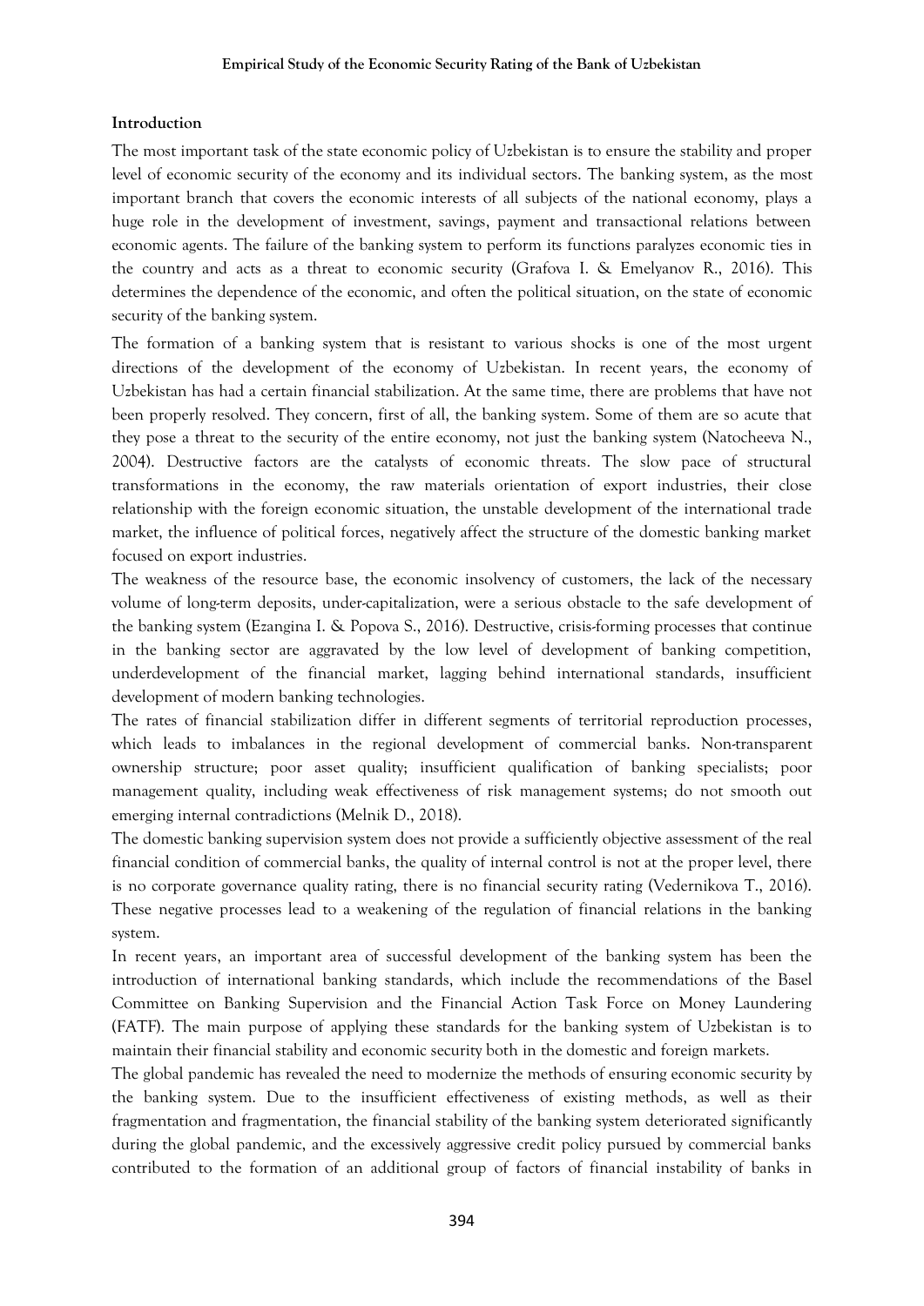## Introduction

The most important task of the state economic policy of Uzbekistan is to ensure the stability and proper level of economic security of the economy and its individual sectors. The banking system, as the most important branch that covers the economic interests of all subjects of the national economy, plays a huge role in the development of investment, savings, payment and transactional relations between economic agents. The failure of the banking system to perform its functions paralyzes economic ties in the country and acts as a threat to economic security (Grafova I. & Emelyanov R., 2016). This determines the dependence of the economic, and often the political situation, on the state of economic security of the banking system.

The formation of a banking system that is resistant to various shocks is one of the most urgent directions of the development of the economy of Uzbekistan. In recent years, the economy of Uzbekistan has had a certain financial stabilization. At the same time, there are problems that have not been properly resolved. They concern, first of all, the banking system. Some of them are so acute that they pose a threat to the security of the entire economy, not just the banking system (Natocheeva N., 2004). Destructive factors are the catalysts of economic threats. The slow pace of structural transformations in the economy, the raw materials orientation of export industries, their close relationship with the foreign economic situation, the unstable development of the international trade market, the influence of political forces, negatively affect the structure of the domestic banking market focused on export industries.

The weakness of the resource base, the economic insolvency of customers, the lack of the necessary volume of long-term deposits, under-capitalization, were a serious obstacle to the safe development of the banking system (Ezangina I. & Popova S., 2016). Destructive, crisis-forming processes that continue in the banking sector are aggravated by the low level of development of banking competition, underdevelopment of the financial market, lagging behind international standards, insufficient development of modern banking technologies.

The rates of financial stabilization differ in different segments of territorial reproduction processes, which leads to imbalances in the regional development of commercial banks. Non-transparent ownership structure; poor asset quality; insufficient qualification of banking specialists; poor management quality, including weak effectiveness of risk management systems; do not smooth out emerging internal contradictions (Melnik D., 2018).

The domestic banking supervision system does not provide a sufficiently objective assessment of the real financial condition of commercial banks, the quality of internal control is not at the proper level, there is no corporate governance quality rating, there is no financial security rating (Vedernikova T., 2016). These negative processes lead to a weakening of the regulation of financial relations in the banking system.

In recent years, an important area of successful development of the banking system has been the introduction of international banking standards, which include the recommendations of the Basel Committee on Banking Supervision and the Financial Action Task Force on Money Laundering (FATF). The main purpose of applying these standards for the banking system of Uzbekistan is to maintain their financial stability and economic security both in the domestic and foreign markets.

The global pandemic has revealed the need to modernize the methods of ensuring economic security by the banking system. Due to the insufficient effectiveness of existing methods, as well as their fragmentation and fragmentation, the financial stability of the banking system deteriorated significantly during the global pandemic, and the excessively aggressive credit policy pursued by commercial banks contributed to the formation of an additional group of factors of financial instability of banks in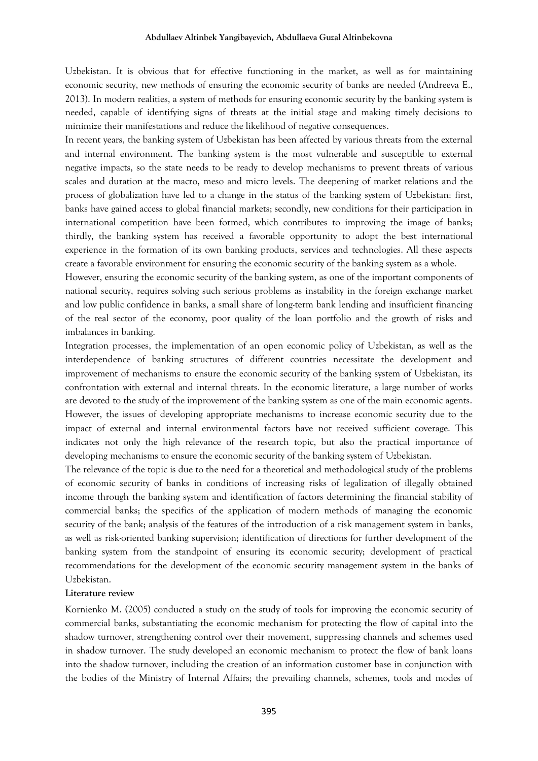Uzbekistan. It is obvious that for effective functioning in the market, as well as for maintaining economic security, new methods of ensuring the economic security of banks are needed (Andreeva E., 2013). In modern realities, a system of methods for ensuring economic security by the banking system is needed, capable of identifying signs of threats at the initial stage and making timely decisions to minimize their manifestations and reduce the likelihood of negative consequences.

In recent years, the banking system of Uzbekistan has been affected by various threats from the external and internal environment. The banking system is the most vulnerable and susceptible to external negative impacts, so the state needs to be ready to develop mechanisms to prevent threats of various scales and duration at the macro, meso and micro levels. The deepening of market relations and the process of globalization have led to a change in the status of the banking system of Uzbekistan: first, banks have gained access to global financial markets; secondly, new conditions for their participation in international competition have been formed, which contributes to improving the image of banks; thirdly, the banking system has received a favorable opportunity to adopt the best international experience in the formation of its own banking products, services and technologies. All these aspects create a favorable environment for ensuring the economic security of the banking system as a whole.

However, ensuring the economic security of the banking system, as one of the important components of national security, requires solving such serious problems as instability in the foreign exchange market and low public confidence in banks, a small share of long-term bank lending and insufficient financing of the real sector of the economy, poor quality of the loan portfolio and the growth of risks and imbalances in banking.

Integration processes, the implementation of an open economic policy of Uzbekistan, as well as the interdependence of banking structures of different countries necessitate the development and improvement of mechanisms to ensure the economic security of the banking system of Uzbekistan, its confrontation with external and internal threats. In the economic literature, a large number of works are devoted to the study of the improvement of the banking system as one of the main economic agents. However, the issues of developing appropriate mechanisms to increase economic security due to the impact of external and internal environmental factors have not received sufficient coverage. This indicates not only the high relevance of the research topic, but also the practical importance of developing mechanisms to ensure the economic security of the banking system of Uzbekistan.

The relevance of the topic is due to the need for a theoretical and methodological study of the problems of economic security of banks in conditions of increasing risks of legalization of illegally obtained income through the banking system and identification of factors determining the financial stability of commercial banks; the specifics of the application of modern methods of managing the economic security of the bank; analysis of the features of the introduction of a risk management system in banks, as well as risk-oriented banking supervision; identification of directions for further development of the banking system from the standpoint of ensuring its economic security; development of practical recommendations for the development of the economic security management system in the banks of Uzbekistan.

**Literature review**

Kornienko M. (2005) conducted a study on the study of tools for improving the economic security of commercial banks, substantiating the economic mechanism for protecting the flow of capital into the shadow turnover, strengthening control over their movement, suppressing channels and schemes used in shadow turnover. The study developed an economic mechanism to protect the flow of bank loans into the shadow turnover, including the creation of an information customer base in conjunction with the bodies of the Ministry of Internal Affairs; the prevailing channels, schemes, tools and modes of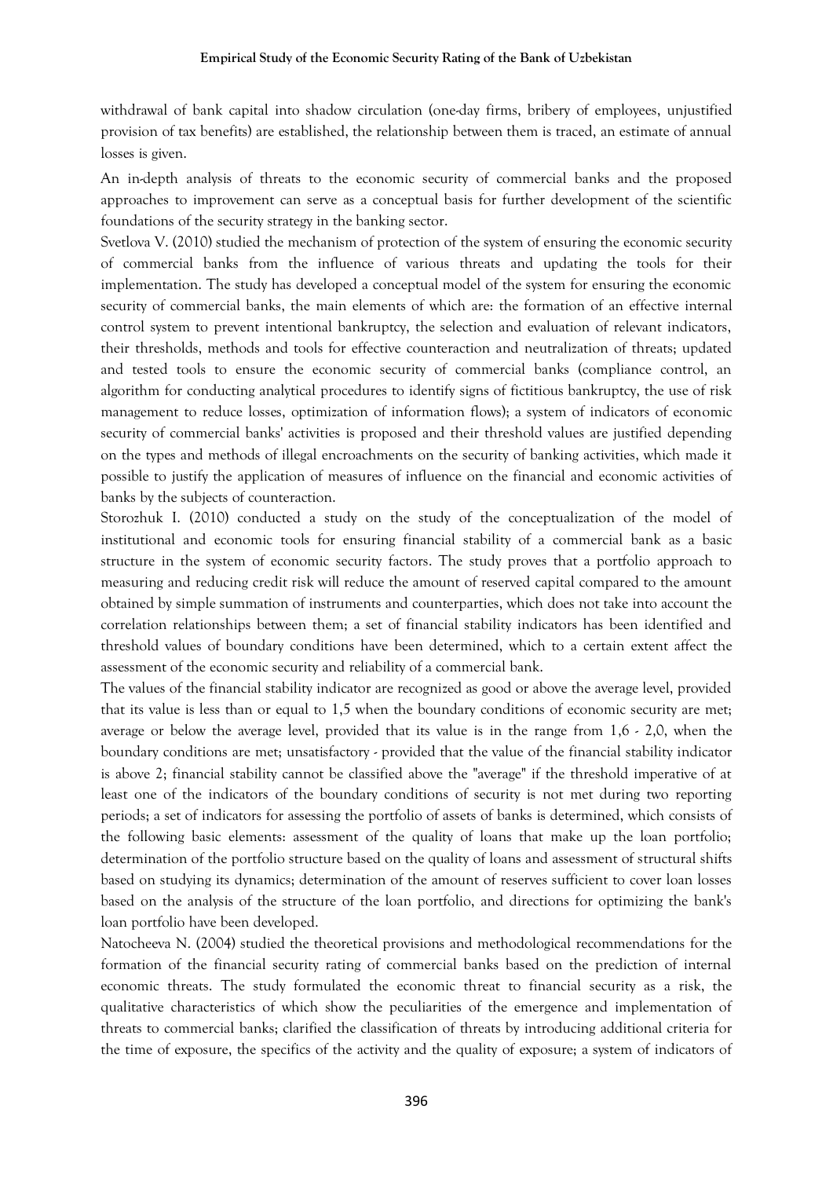withdrawal of bank capital into shadow circulation (one-day firms, bribery of employees, unjustified provision of tax benefits) are established, the relationship between them is traced, an estimate of annual losses is given.

An in-depth analysis of threats to the economic security of commercial banks and the proposed approaches to improvement can serve as a conceptual basis for further development of the scientific foundations of the security strategy in the banking sector.

Svetlova V. (2010) studied the mechanism of protection of the system of ensuring the economic security of commercial banks from the influence of various threats and updating the tools for their implementation. The study has developed a conceptual model of the system for ensuring the economic security of commercial banks, the main elements of which are: the formation of an effective internal control system to prevent intentional bankruptcy, the selection and evaluation of relevant indicators, their thresholds, methods and tools for effective counteraction and neutralization of threats; updated and tested tools to ensure the economic security of commercial banks (compliance control, an algorithm for conducting analytical procedures to identify signs of fictitious bankruptcy, the use of risk management to reduce losses, optimization of information flows); a system of indicators of economic security of commercial banks' activities is proposed and their threshold values are justified depending on the types and methods of illegal encroachments on the security of banking activities, which made it possible to justify the application of measures of influence on the financial and economic activities of banks by the subjects of counteraction.

Storozhuk I. (2010) conducted a study on the study of the conceptualization of the model of institutional and economic tools for ensuring financial stability of a commercial bank as a basic structure in the system of economic security factors. The study proves that a portfolio approach to measuring and reducing credit risk will reduce the amount of reserved capital compared to the amount obtained by simple summation of instruments and counterparties, which does not take into account the correlation relationships between them; a set of financial stability indicators has been identified and threshold values of boundary conditions have been determined, which to a certain extent affect the assessment of the economic security and reliability of a commercial bank.

The values of the financial stability indicator are recognized as good or above the average level, provided that its value is less than or equal to 1,5 when the boundary conditions of economic security are met; average or below the average level, provided that its value is in the range from 1,6 - 2,0, when the boundary conditions are met; unsatisfactory - provided that the value of the financial stability indicator is above 2; financial stability cannot be classified above the "average" if the threshold imperative of at least one of the indicators of the boundary conditions of security is not met during two reporting periods; a set of indicators for assessing the portfolio of assets of banks is determined, which consists of the following basic elements: assessment of the quality of loans that make up the loan portfolio; determination of the portfolio structure based on the quality of loans and assessment of structural shifts based on studying its dynamics; determination of the amount of reserves sufficient to cover loan losses based on the analysis of the structure of the loan portfolio, and directions for optimizing the bank's loan portfolio have been developed.

Natocheeva N. (2004) studied the theoretical provisions and methodological recommendations for the formation of the financial security rating of commercial banks based on the prediction of internal economic threats. The study formulated the economic threat to financial security as a risk, the qualitative characteristics of which show the peculiarities of the emergence and implementation of threats to commercial banks; clarified the classification of threats by introducing additional criteria for the time of exposure, the specifics of the activity and the quality of exposure; a system of indicators of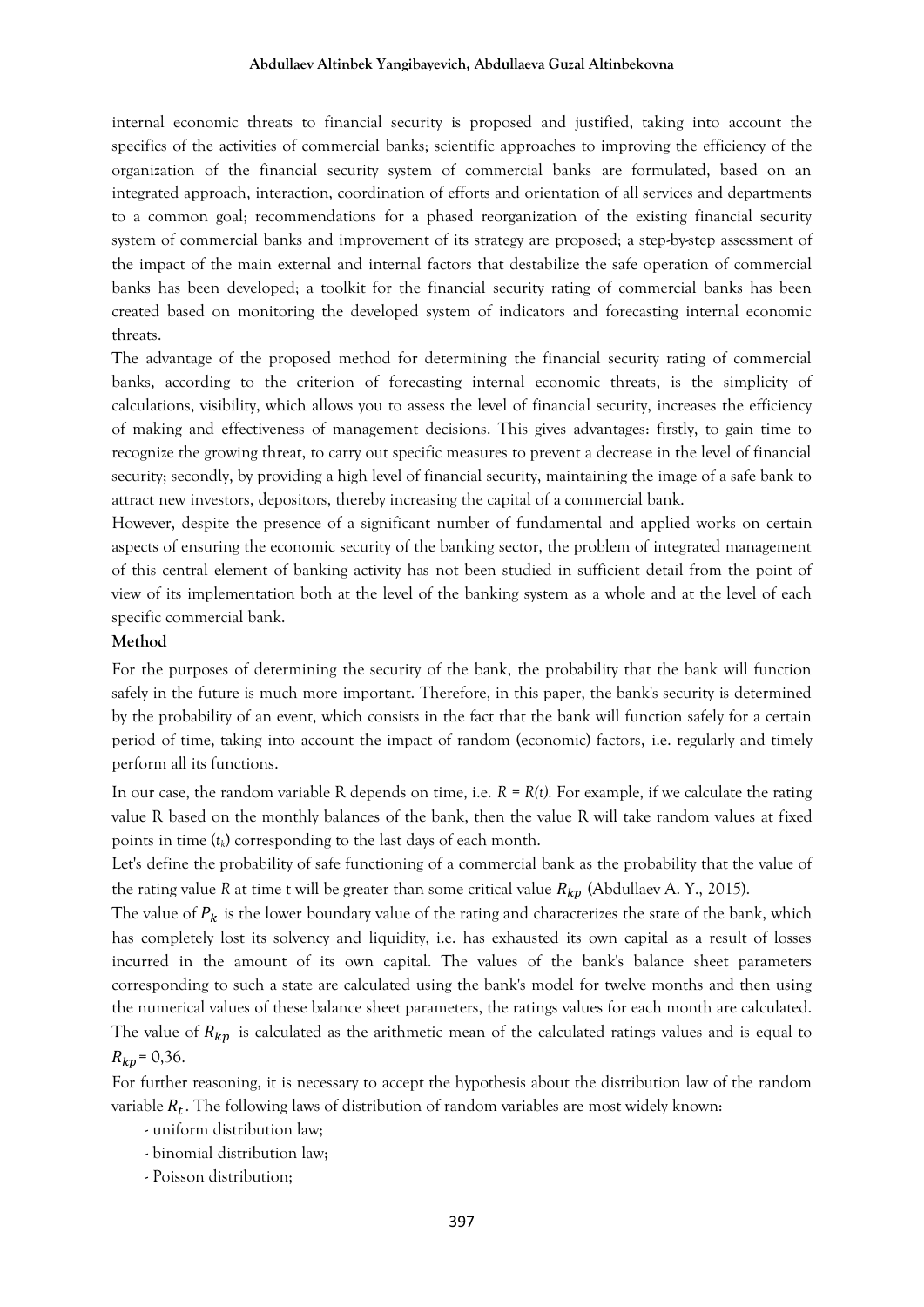internal economic threats to financial security is proposed and justified, taking into account the specifics of the activities of commercial banks; scientific approaches to improving the efficiency of the organization of the financial security system of commercial banks are formulated, based on an integrated approach, interaction, coordination of efforts and orientation of all services and departments to a common goal; recommendations for a phased reorganization of the existing financial security system of commercial banks and improvement of its strategy are proposed; a step-by-step assessment of the impact of the main external and internal factors that destabilize the safe operation of commercial banks has been developed; a toolkit for the financial security rating of commercial banks has been created based on monitoring the developed system of indicators and forecasting internal economic threats.

The advantage of the proposed method for determining the financial security rating of commercial banks, according to the criterion of forecasting internal economic threats, is the simplicity of calculations, visibility, which allows you to assess the level of financial security, increases the efficiency of making and effectiveness of management decisions. This gives advantages: firstly, to gain time to recognize the growing threat, to carry out specific measures to prevent a decrease in the level of financial security; secondly, by providing a high level of financial security, maintaining the image of a safe bank to attract new investors, depositors, thereby increasing the capital of a commercial bank.

However, despite the presence of a significant number of fundamental and applied works on certain aspects of ensuring the economic security of the banking sector, the problem of integrated management of this central element of banking activity has not been studied in sufficient detail from the point of view of its implementation both at the level of the banking system as a whole and at the level of each specific commercial bank.

**Method**

For the purposes of determining the security of the bank, the probability that the bank will function safely in the future is much more important. Therefore, in this paper, the bank's security is determined by the probability of an event, which consists in the fact that the bank will function safely for a certain period of time, taking into account the impact of random (economic) factors, i.e. regularly and timely perform all its functions.

In our case, the random variable R depends on time, i.e. $R = R(t)$. For example, if we calculate the rating value R based on the monthly balances of the bank, then the value R will take random values at fixed points in time ($t_k$) corresponding to the last days of each month.

Let's define the probability of safe functioning of a commercial bank as the probability that the value of the rating value $R$ at time t will be greater than some critical value $R_{kp}$ (Abdullaev A. Y., 2015).

The value of $P_k$ is the lower boundary value of the rating and characterizes the state of the bank, which has completely lost its solvency and liquidity, i.e. has exhausted its own capital as a result of losses incurred in the amount of its own capital. The values of the bank's balance sheet parameters corresponding to such a state are calculated using the bank's model for twelve months and then using the numerical values of these balance sheet parameters, the ratings values for each month are calculated. The value of $R_{kp}$ is calculated as the arithmetic mean of the calculated ratings values and is equal to $R_{kp}$ = 0,36.

For further reasoning, it is necessary to accept the hypothesis about the distribution law of the random variable $R_t$. The following laws of distribution of random variables are most widely known:

- uniform distribution law;
- binomial distribution law;
- Poisson distribution;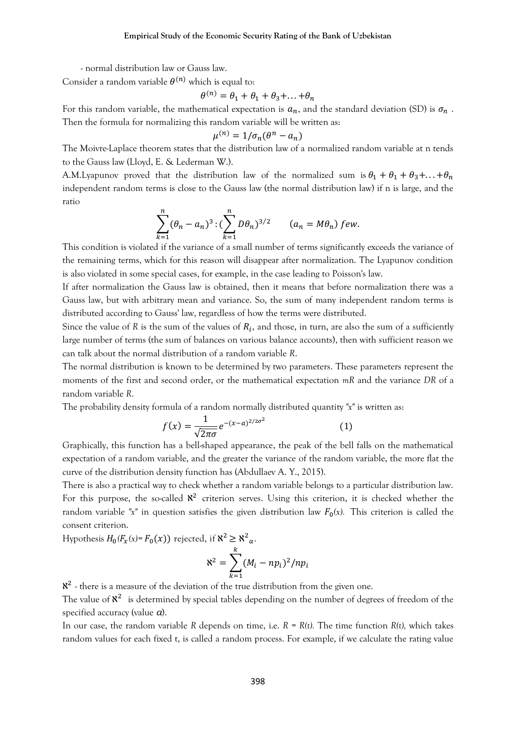- normal distribution law or Gauss law.

Consider a random variable $\theta^{(n)}$ which is equal to:

$$\theta^{(n)} = \theta_1 + \theta_1 + \theta_3 + \ldots + \theta_n$$

For this random variable, the mathematical expectation is $a_n$, and the standard deviation (SD) is $\sigma_n$. Then the formula for normalizing this random variable will be written as:

$$\mu^{(n)} = 1/\sigma_n(\theta^n - a_n)$$

The Moivre-Laplace theorem states that the distribution law of a normalized random variable at n tends to the Gauss law (Lloyd, E. & Lederman W.).

A.M.Lyapunov proved that the distribution law of the normalized sum is $\theta_1 + \theta_1 + \theta_3 + \ldots + \theta_n$ independent random terms is close to the Gauss law (the normal distribution law) if n is large, and the ratio

$$\sum_{k=1}^{n}(\theta_n - a_n)^3 : (\sum_{k=1}^{n} D\theta_n)^{3/2} \qquad (a_n = M\theta_n)\ few.$$

This condition is violated if the variance of a small number of terms significantly exceeds the variance of the remaining terms, which for this reason will disappear after normalization. The Lyapunov condition is also violated in some special cases, for example, in the case leading to Poisson's law.

If after normalization the Gauss law is obtained, then it means that before normalization there was a Gauss law, but with arbitrary mean and variance. So, the sum of many independent random terms is distributed according to Gauss' law, regardless of how the terms were distributed.

Since the value of *R* is the sum of the values of $R_i$, and those, in turn, are also the sum of a sufficiently large number of terms (the sum of balances on various balance accounts), then with sufficient reason we can talk about the normal distribution of a random variable *R*.

The normal distribution is known to be determined by two parameters. These parameters represent the moments of the first and second order, or the mathematical expectation *mR* and the variance *DR* of a random variable *R*.

The probability density formula of a random normally distributed quantity *"x"* is written as:

$$f(x) = \frac{1}{\sqrt{2\pi\sigma}} e^{-(x-a)^2/2\sigma^2} \qquad (1)$$

Graphically, this function has a bell-shaped appearance, the peak of the bell falls on the mathematical expectation of a random variable, and the greater the variance of the random variable, the more flat the curve of the distribution density function has (Abdullaev A. Y., 2015).

There is also a practical way to check whether a random variable belongs to a particular distribution law. For this purpose, the so-called $\aleph^2$ criterion serves. Using this criterion, it is checked whether the random variable *"x"* in question satisfies the given distribution law $F_0(x)$. This criterion is called the consent criterion.

Hypothesis $H_0(F_x(x) = F_0(x))$ rejected, if $\aleph^2 \geq \aleph^2{}_a$.

$$\aleph^2 = \sum_{k=1}^{k}(M_i - np_i)^2/np_i$$

$\aleph^2$ - there is a measure of the deviation of the true distribution from the given one.

The value of $\aleph^2$ is determined by special tables depending on the number of degrees of freedom of the specified accuracy (value $\alpha$).

In our case, the random variable *R* depends on time, i.e. *R = R(t).* The time function *R(t),* which takes random values for each fixed t, is called a random process. For example, if we calculate the rating value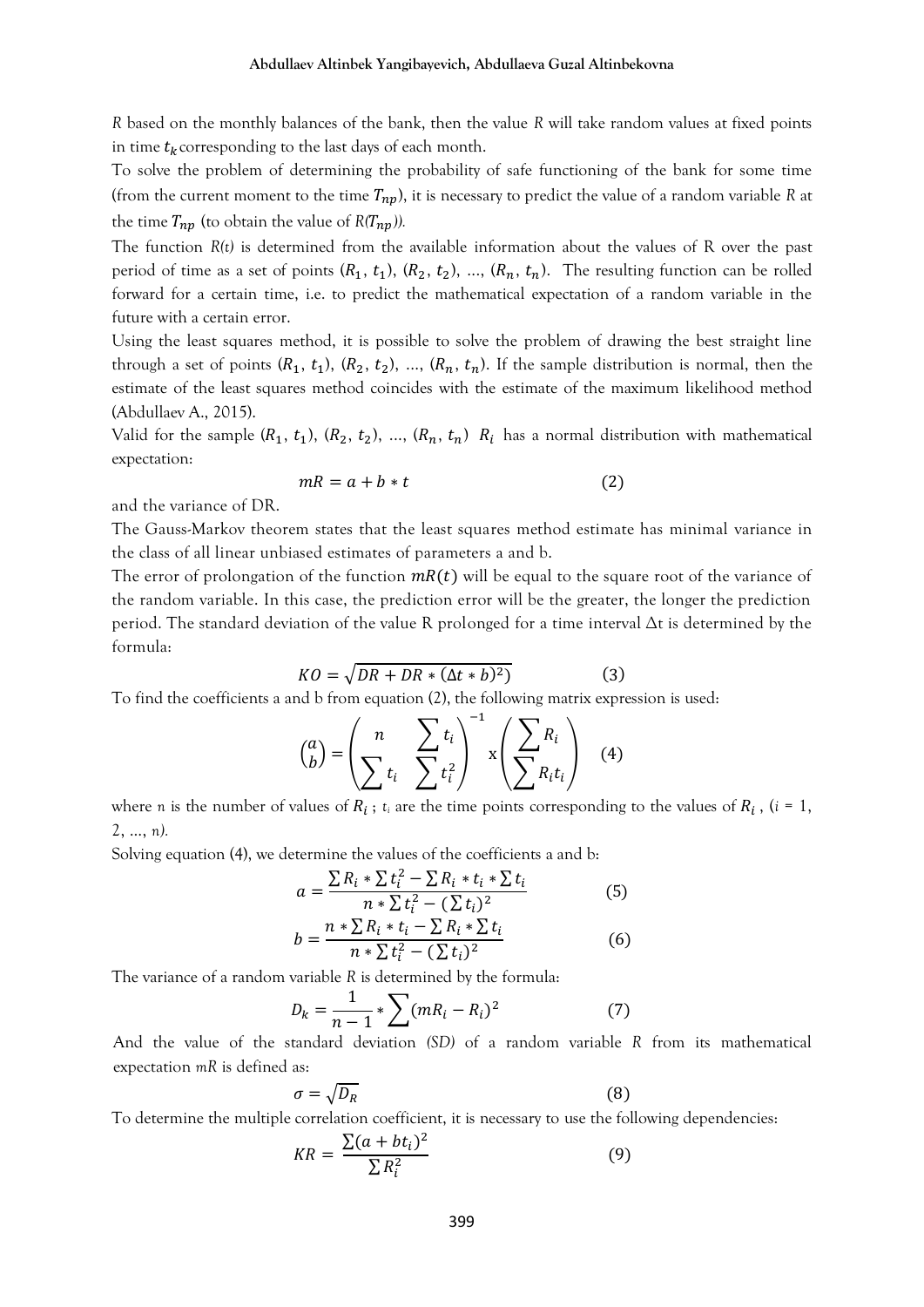*R* based on the monthly balances of the bank, then the value *R* will take random values at fixed points in time $t_k$ corresponding to the last days of each month.

To solve the problem of determining the probability of safe functioning of the bank for some time (from the current moment to the time $T_{np}$), it is necessary to predict the value of a random variable *R* at the time $T_{np}$ (to obtain the value of $R(T_{np})$).

The function *R(t)* is determined from the available information about the values of R over the past period of time as a set of points ($R_1$, $t_1$), ($R_2$, $t_2$), ..., ($R_n$, $t_n$). The resulting function can be rolled forward for a certain time, i.e. to predict the mathematical expectation of a random variable in the future with a certain error.

Using the least squares method, it is possible to solve the problem of drawing the best straight line through a set of points ($R_1$, $t_1$), ($R_2$, $t_2$), ..., ($R_n$, $t_n$). If the sample distribution is normal, then the estimate of the least squares method coincides with the estimate of the maximum likelihood method (Abdullaev A., 2015).

Valid for the sample ($R_1$, $t_1$), ($R_2$, $t_2$), ..., ($R_n$, $t_n$) $R_i$ has a normal distribution with mathematical expectation:

$$mR = a + b * t \tag{2}$$

and the variance of DR.

The Gauss-Markov theorem states that the least squares method estimate has minimal variance in the class of all linear unbiased estimates of parameters a and b.

The error of prolongation of the function $mR(t)$ will be equal to the square root of the variance of the random variable. In this case, the prediction error will be the greater, the longer the prediction period. The standard deviation of the value R prolonged for a time interval Δt is determined by the formula:

$$KO = \sqrt{DR + DR * (\Delta t * b)^2} \tag{3}$$

To find the coefficients a and b from equation (2), the following matrix expression is used:

$$\begin{pmatrix} a \\ b \end{pmatrix} = \begin{pmatrix} n & \sum t_i \\ \sum t_i & \sum t_i^2 \end{pmatrix}^{-1} \text{x} \begin{pmatrix} \sum R_i \\ \sum R_i t_i \end{pmatrix} \tag{4}$$

where *n* is the number of values of $R_i$ ; $t_i$ are the time points corresponding to the values of $R_i$ , (*i* = 1, 2, ..., *n*).

Solving equation (4), we determine the values of the coefficients a and b:

$$a = \frac{\sum R_i * \sum t_i^2 - \sum R_i * t_i * \sum t_i}{n * \sum t_i^2 - (\sum t_i)^2} \tag{5}$$

$$b = \frac{n * \sum R_i * t_i - \sum R_i * \sum t_i}{n * \sum t_i^2 - (\sum t_i)^2} \tag{6}$$

The variance of a random variable *R* is determined by the formula:

$$D_k = \frac{1}{n-1} * \sum (mR_i - R_i)^2 \tag{7}$$

And the value of the standard deviation *(SD)* of a random variable *R* from its mathematical expectation *mR* is defined as:

$$\sigma = \sqrt{D_R} \tag{8}$$

To determine the multiple correlation coefficient, it is necessary to use the following dependencies:

$$KR = \frac{\sum (a + bt_i)^2}{\sum R_i^2} \tag{9}$$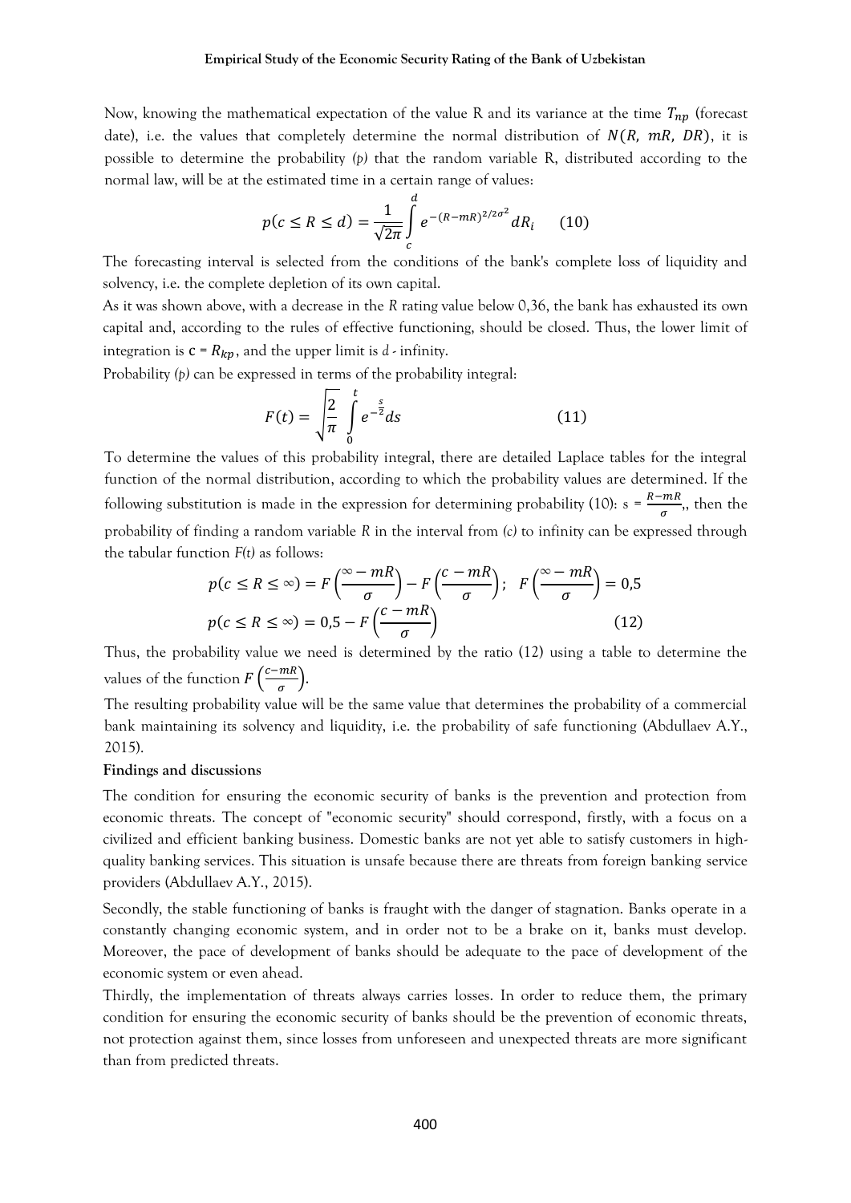Now, knowing the mathematical expectation of the value R and its variance at the time $T_{np}$ (forecast date), i.e. the values that completely determine the normal distribution of $N(R, mR, DR)$, it is possible to determine the probability *(p)* that the random variable R, distributed according to the normal law, will be at the estimated time in a certain range of values:

$$p(c \leq R \leq d) = \frac{1}{\sqrt{2\pi}} \int_{c}^{d} e^{-(R-mR)^{2/2\sigma^2}} dR_i \qquad (10)$$

The forecasting interval is selected from the conditions of the bank's complete loss of liquidity and solvency, i.e. the complete depletion of its own capital.

As it was shown above, with a decrease in the *R* rating value below 0,36, the bank has exhausted its own capital and, according to the rules of effective functioning, should be closed. Thus, the lower limit of integration is $c = R_{kp}$, and the upper limit is *d* - infinity.

Probability *(p)* can be expressed in terms of the probability integral:

$$F(t) = \sqrt{\frac{2}{\pi}} \int_{0}^{t} e^{-\frac{s}{2}} ds \qquad (11)$$

To determine the values of this probability integral, there are detailed Laplace tables for the integral function of the normal distribution, according to which the probability values are determined. If the following substitution is made in the expression for determining probability (10): $s = \frac{R-mR}{\sigma}$,, then the probability of finding a random variable *R* in the interval from *(c)* to infinity can be expressed through the tabular function *F(t)* as follows:

$$p(c \leq R \leq \infty) = F\left(\frac{\infty - mR}{\sigma}\right) - F\left(\frac{c - mR}{\sigma}\right); \quad F\left(\frac{\infty - mR}{\sigma}\right) = 0{,}5$$

$$p(c \leq R \leq \infty) = 0{,}5 - F\left(\frac{c - mR}{\sigma}\right) \qquad (12)$$

Thus, the probability value we need is determined by the ratio (12) using a table to determine the values of the function $F\left(\frac{c-mR}{\sigma}\right)$.

The resulting probability value will be the same value that determines the probability of a commercial bank maintaining its solvency and liquidity, i.e. the probability of safe functioning (Abdullaev A.Y., 2015).

**Findings and discussions**

The condition for ensuring the economic security of banks is the prevention and protection from economic threats. The concept of "economic security" should correspond, firstly, with a focus on a civilized and efficient banking business. Domestic banks are not yet able to satisfy customers in high-quality banking services. This situation is unsafe because there are threats from foreign banking service providers (Abdullaev A.Y., 2015).

Secondly, the stable functioning of banks is fraught with the danger of stagnation. Banks operate in a constantly changing economic system, and in order not to be a brake on it, banks must develop. Moreover, the pace of development of banks should be adequate to the pace of development of the economic system or even ahead.

Thirdly, the implementation of threats always carries losses. In order to reduce them, the primary condition for ensuring the economic security of banks should be the prevention of economic threats, not protection against them, since losses from unforeseen and unexpected threats are more significant than from predicted threats.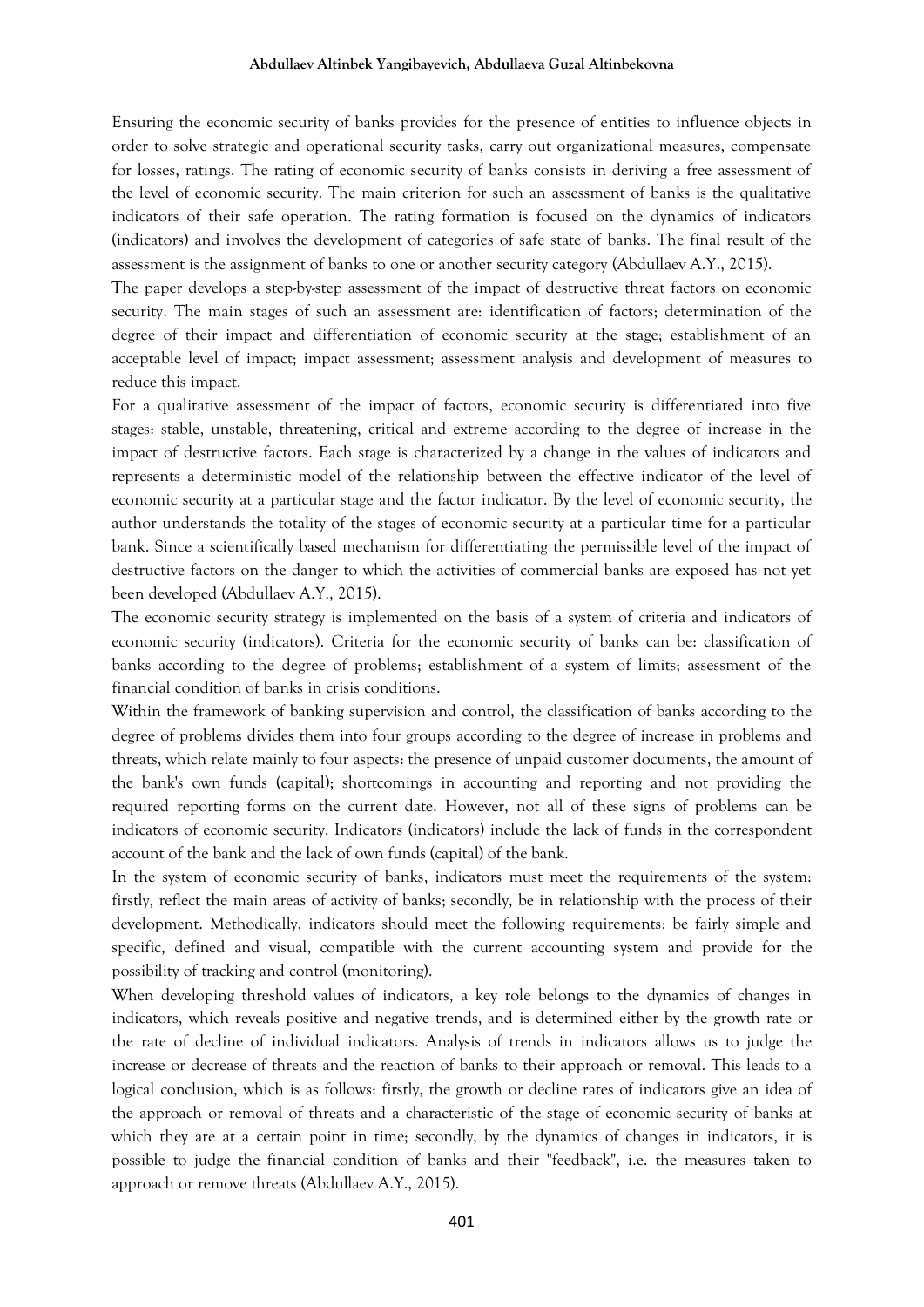Ensuring the economic security of banks provides for the presence of entities to influence objects in order to solve strategic and operational security tasks, carry out organizational measures, compensate for losses, ratings. The rating of economic security of banks consists in deriving a free assessment of the level of economic security. The main criterion for such an assessment of banks is the qualitative indicators of their safe operation. The rating formation is focused on the dynamics of indicators (indicators) and involves the development of categories of safe state of banks. The final result of the assessment is the assignment of banks to one or another security category (Abdullaev A.Y., 2015).

The paper develops a step-by-step assessment of the impact of destructive threat factors on economic security. The main stages of such an assessment are: identification of factors; determination of the degree of their impact and differentiation of economic security at the stage; establishment of an acceptable level of impact; impact assessment; assessment analysis and development of measures to reduce this impact.

For a qualitative assessment of the impact of factors, economic security is differentiated into five stages: stable, unstable, threatening, critical and extreme according to the degree of increase in the impact of destructive factors. Each stage is characterized by a change in the values of indicators and represents a deterministic model of the relationship between the effective indicator of the level of economic security at a particular stage and the factor indicator. By the level of economic security, the author understands the totality of the stages of economic security at a particular time for a particular bank. Since a scientifically based mechanism for differentiating the permissible level of the impact of destructive factors on the danger to which the activities of commercial banks are exposed has not yet been developed (Abdullaev A.Y., 2015).

The economic security strategy is implemented on the basis of a system of criteria and indicators of economic security (indicators). Criteria for the economic security of banks can be: classification of banks according to the degree of problems; establishment of a system of limits; assessment of the financial condition of banks in crisis conditions.

Within the framework of banking supervision and control, the classification of banks according to the degree of problems divides them into four groups according to the degree of increase in problems and threats, which relate mainly to four aspects: the presence of unpaid customer documents, the amount of the bank's own funds (capital); shortcomings in accounting and reporting and not providing the required reporting forms on the current date. However, not all of these signs of problems can be indicators of economic security. Indicators (indicators) include the lack of funds in the correspondent account of the bank and the lack of own funds (capital) of the bank.

In the system of economic security of banks, indicators must meet the requirements of the system: firstly, reflect the main areas of activity of banks; secondly, be in relationship with the process of their development. Methodically, indicators should meet the following requirements: be fairly simple and specific, defined and visual, compatible with the current accounting system and provide for the possibility of tracking and control (monitoring).

When developing threshold values of indicators, a key role belongs to the dynamics of changes in indicators, which reveals positive and negative trends, and is determined either by the growth rate or the rate of decline of individual indicators. Analysis of trends in indicators allows us to judge the increase or decrease of threats and the reaction of banks to their approach or removal. This leads to a logical conclusion, which is as follows: firstly, the growth or decline rates of indicators give an idea of the approach or removal of threats and a characteristic of the stage of economic security of banks at which they are at a certain point in time; secondly, by the dynamics of changes in indicators, it is possible to judge the financial condition of banks and their "feedback", i.e. the measures taken to approach or remove threats (Abdullaev A.Y., 2015).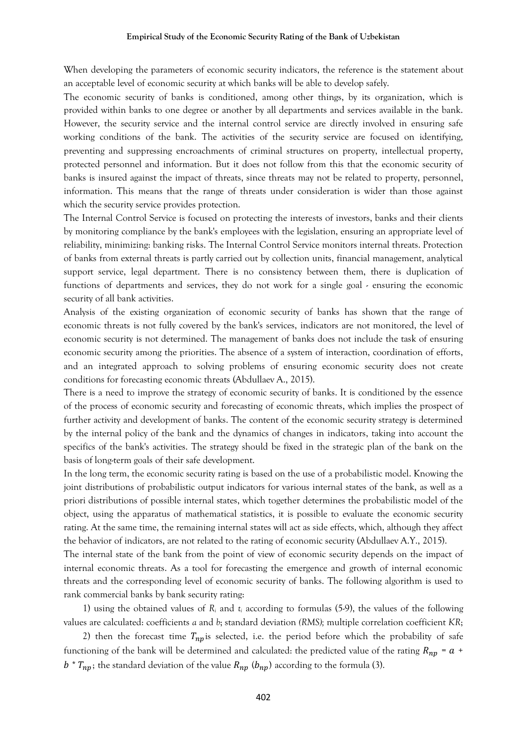When developing the parameters of economic security indicators, the reference is the statement about an acceptable level of economic security at which banks will be able to develop safely.

The economic security of banks is conditioned, among other things, by its organization, which is provided within banks to one degree or another by all departments and services available in the bank. However, the security service and the internal control service are directly involved in ensuring safe working conditions of the bank. The activities of the security service are focused on identifying, preventing and suppressing encroachments of criminal structures on property, intellectual property, protected personnel and information. But it does not follow from this that the economic security of banks is insured against the impact of threats, since threats may not be related to property, personnel, information. This means that the range of threats under consideration is wider than those against which the security service provides protection.

The Internal Control Service is focused on protecting the interests of investors, banks and their clients by monitoring compliance by the bank's employees with the legislation, ensuring an appropriate level of reliability, minimizing: banking risks. The Internal Control Service monitors internal threats. Protection of banks from external threats is partly carried out by collection units, financial management, analytical support service, legal department. There is no consistency between them, there is duplication of functions of departments and services, they do not work for a single goal - ensuring the economic security of all bank activities.

Analysis of the existing organization of economic security of banks has shown that the range of economic threats is not fully covered by the bank's services, indicators are not monitored, the level of economic security is not determined. The management of banks does not include the task of ensuring economic security among the priorities. The absence of a system of interaction, coordination of efforts, and an integrated approach to solving problems of ensuring economic security does not create conditions for forecasting economic threats (Abdullaev A., 2015).

There is a need to improve the strategy of economic security of banks. It is conditioned by the essence of the process of economic security and forecasting of economic threats, which implies the prospect of further activity and development of banks. The content of the economic security strategy is determined by the internal policy of the bank and the dynamics of changes in indicators, taking into account the specifics of the bank's activities. The strategy should be fixed in the strategic plan of the bank on the basis of long-term goals of their safe development.

In the long term, the economic security rating is based on the use of a probabilistic model. Knowing the joint distributions of probabilistic output indicators for various internal states of the bank, as well as a priori distributions of possible internal states, which together determines the probabilistic model of the object, using the apparatus of mathematical statistics, it is possible to evaluate the economic security rating. At the same time, the remaining internal states will act as side effects, which, although they affect the behavior of indicators, are not related to the rating of economic security (Abdullaev A.Y., 2015).

The internal state of the bank from the point of view of economic security depends on the impact of internal economic threats. As a tool for forecasting the emergence and growth of internal economic threats and the corresponding level of economic security of banks. The following algorithm is used to rank commercial banks by bank security rating:

1) using the obtained values of $R_i$ and $t_i$ according to formulas (5-9), the values of the following values are calculated: coefficients *a* and *b*; standard deviation *(RMS)*; multiple correlation coefficient *KR*;

2) then the forecast time $T_{np}$ is selected, i.e. the period before which the probability of safe functioning of the bank will be determined and calculated: the predicted value of the rating $R_{np} = a + b * T_{np}$; the standard deviation of the value $R_{np}$ ($b_{np}$) according to the formula (3).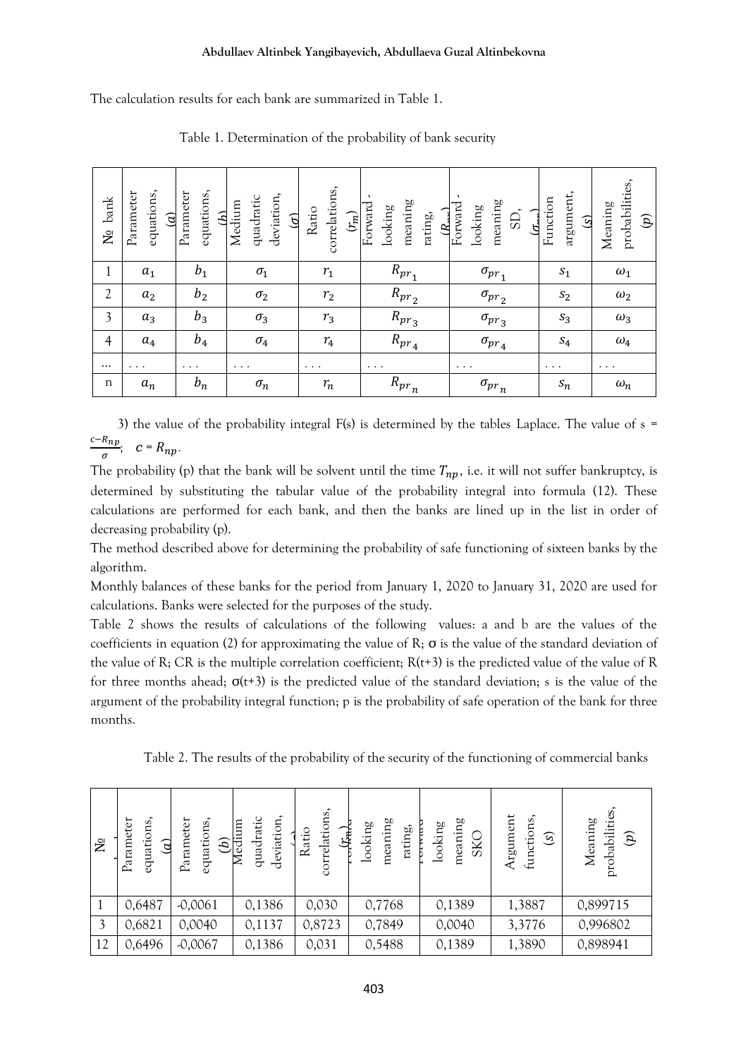The calculation results for each bank are summarized in Table 1.

Table 1. Determination of the probability of bank security

| № bank | Parameter equations, $(a)$ | Parameter equations, $(b)$ | Medium quadratic deviation, $(\sigma)$ | Ratio correlations, $(r_m)$ | Forward - looking meaning rating, $(R_{pr})$ | Forward - looking meaning SD, $(\sigma_{pr})$ | Function argument, $(s)$ | Meaning probabilities, $(p)$ |
|---|---|---|---|---|---|---|---|---|
| 1 | $a_1$ | $b_1$ | $\sigma_1$ | $r_1$ | $R_{pr_1}$ | $\sigma_{pr_1}$ | $s_1$ | $\omega_1$ |
| 2 | $a_2$ | $b_2$ | $\sigma_2$ | $r_2$ | $R_{pr_2}$ | $\sigma_{pr_2}$ | $s_2$ | $\omega_2$ |
| 3 | $a_3$ | $b_3$ | $\sigma_3$ | $r_3$ | $R_{pr_3}$ | $\sigma_{pr_3}$ | $s_3$ | $\omega_3$ |
| 4 | $a_4$ | $b_4$ | $\sigma_4$ | $r_4$ | $R_{pr_4}$ | $\sigma_{pr_4}$ | $s_4$ | $\omega_4$ |
| ... | ... | ... | ... | ... | ... | ... | ... | ... |
| n | $a_n$ | $b_n$ | $\sigma_n$ | $r_n$ | $R_{pr_n}$ | $\sigma_{pr_n}$ | $s_n$ | $\omega_n$ |

3) the value of the probability integral F(s) is determined by the tables Laplace. The value of $s = \frac{c-R_{np}}{\sigma}$; $c = R_{np}$.

The probability (p) that the bank will be solvent until the time $T_{np}$, i.e. it will not suffer bankruptcy, is determined by substituting the tabular value of the probability integral into formula (12). These calculations are performed for each bank, and then the banks are lined up in the list in order of decreasing probability (p).

The method described above for determining the probability of safe functioning of sixteen banks by the algorithm.

Monthly balances of these banks for the period from January 1, 2020 to January 31, 2020 are used for calculations. Banks were selected for the purposes of the study.

Table 2 shows the results of calculations of the following values: a and b are the values of the coefficients in equation (2) for approximating the value of R; σ is the value of the standard deviation of the value of R; CR is the multiple correlation coefficient; R(t+3) is the predicted value of the value of R for three months ahead; σ(t+3) is the predicted value of the standard deviation; s is the value of the argument of the probability integral function; p is the probability of safe operation of the bank for three months.

Table 2. The results of the probability of the security of the functioning of commercial banks

| № | Parameter equations, $(a)$ | Parameter equations, $(b)$ | Medium quadratic deviation, $(\sigma)$ | Ratio correlations, $(r_m)$ | Forward - looking meaning rating, | Forward - looking meaning SKO | Argument functions, $(s)$ | Meaning probabilities, $(p)$ |
|---|---|---|---|---|---|---|---|---|
| 1 | 0,6487 | -0,0061 | 0,1386 | 0,030 | 0,7768 | 0,1389 | 1,3887 | 0,899715 |
| 3 | 0,6821 | 0,0040 | 0,1137 | 0,8723 | 0,7849 | 0,0040 | 3,3776 | 0,996802 |
| 12 | 0,6496 | -0,0067 | 0,1386 | 0,031 | 0,5488 | 0,1389 | 1,3890 | 0,898941 |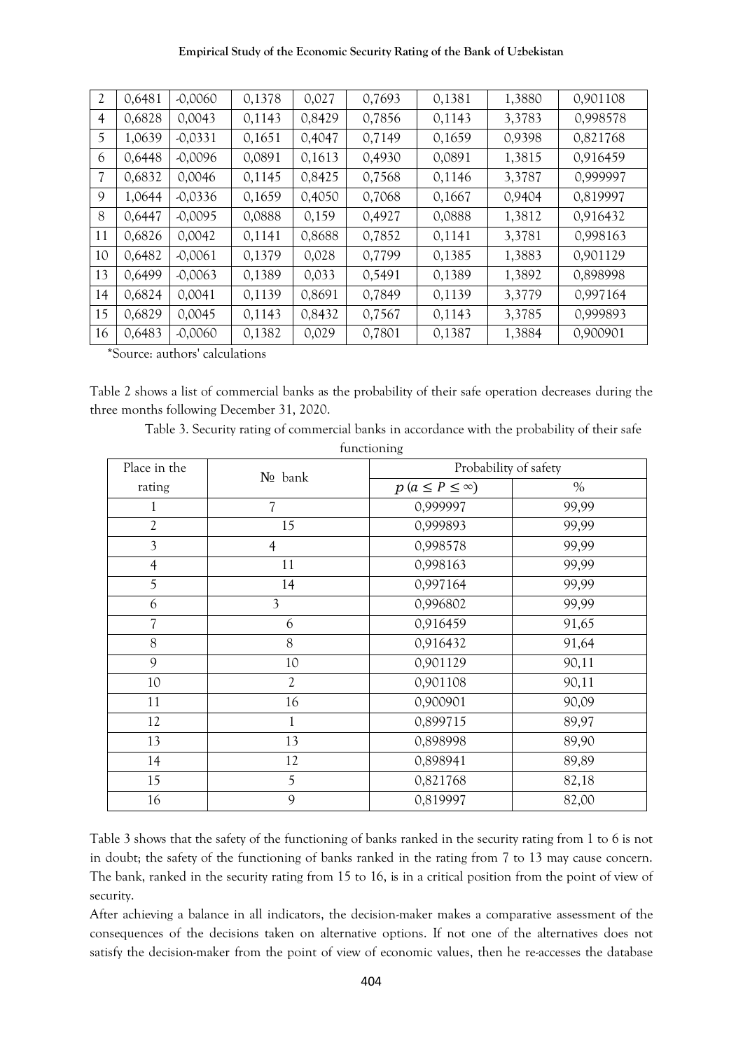| | | | | | | | | |
|---|---|---|---|---|---|---|---|---|
| 2 | 0,6481 | -0,0060 | 0,1378 | 0,027 | 0,7693 | 0,1381 | 1,3880 | 0,901108 |
| 4 | 0,6828 | 0,0043 | 0,1143 | 0,8429 | 0,7856 | 0,1143 | 3,3783 | 0,998578 |
| 5 | 1,0639 | -0,0331 | 0,1651 | 0,4047 | 0,7149 | 0,1659 | 0,9398 | 0,821768 |
| 6 | 0,6448 | -0,0096 | 0,0891 | 0,1613 | 0,4930 | 0,0891 | 1,3815 | 0,916459 |
| 7 | 0,6832 | 0,0046 | 0,1145 | 0,8425 | 0,7568 | 0,1146 | 3,3787 | 0,999997 |
| 9 | 1,0644 | -0,0336 | 0,1659 | 0,4050 | 0,7068 | 0,1667 | 0,9404 | 0,819997 |
| 8 | 0,6447 | -0,0095 | 0,0888 | 0,159 | 0,4927 | 0,0888 | 1,3812 | 0,916432 |
| 11 | 0,6826 | 0,0042 | 0,1141 | 0,8688 | 0,7852 | 0,1141 | 3,3781 | 0,998163 |
| 10 | 0,6482 | -0,0061 | 0,1379 | 0,028 | 0,7799 | 0,1385 | 1,3883 | 0,901129 |
| 13 | 0,6499 | -0,0063 | 0,1389 | 0,033 | 0,5491 | 0,1389 | 1,3892 | 0,898998 |
| 14 | 0,6824 | 0,0041 | 0,1139 | 0,8691 | 0,7849 | 0,1139 | 3,3779 | 0,997164 |
| 15 | 0,6829 | 0,0045 | 0,1143 | 0,8432 | 0,7567 | 0,1143 | 3,3785 | 0,999893 |
| 16 | 0,6483 | -0,0060 | 0,1382 | 0,029 | 0,7801 | 0,1387 | 1,3884 | 0,900901 |

*Source: authors' calculations

Table 2 shows a list of commercial banks as the probability of their safe operation decreases during the three months following December 31, 2020.

Table 3. Security rating of commercial banks in accordance with the probability of their safe functioning

| Place in the rating | № bank | Probability of safety | |
|---|---|---|---|
| | | $p\,(a \leq P \leq \infty)$ | % |
| 1 | 7 | 0,999997 | 99,99 |
| 2 | 15 | 0,999893 | 99,99 |
| 3 | 4 | 0,998578 | 99,99 |
| 4 | 11 | 0,998163 | 99,99 |
| 5 | 14 | 0,997164 | 99,99 |
| 6 | 3 | 0,996802 | 99,99 |
| 7 | 6 | 0,916459 | 91,65 |
| 8 | 8 | 0,916432 | 91,64 |
| 9 | 10 | 0,901129 | 90,11 |
| 10 | 2 | 0,901108 | 90,11 |
| 11 | 16 | 0,900901 | 90,09 |
| 12 | 1 | 0,899715 | 89,97 |
| 13 | 13 | 0,898998 | 89,90 |
| 14 | 12 | 0,898941 | 89,89 |
| 15 | 5 | 0,821768 | 82,18 |
| 16 | 9 | 0,819997 | 82,00 |

Table 3 shows that the safety of the functioning of banks ranked in the security rating from 1 to 6 is not in doubt; the safety of the functioning of banks ranked in the rating from 7 to 13 may cause concern. The bank, ranked in the security rating from 15 to 16, is in a critical position from the point of view of security.

After achieving a balance in all indicators, the decision-maker makes a comparative assessment of the consequences of the decisions taken on alternative options. If not one of the alternatives does not satisfy the decision-maker from the point of view of economic values, then he re-accesses the database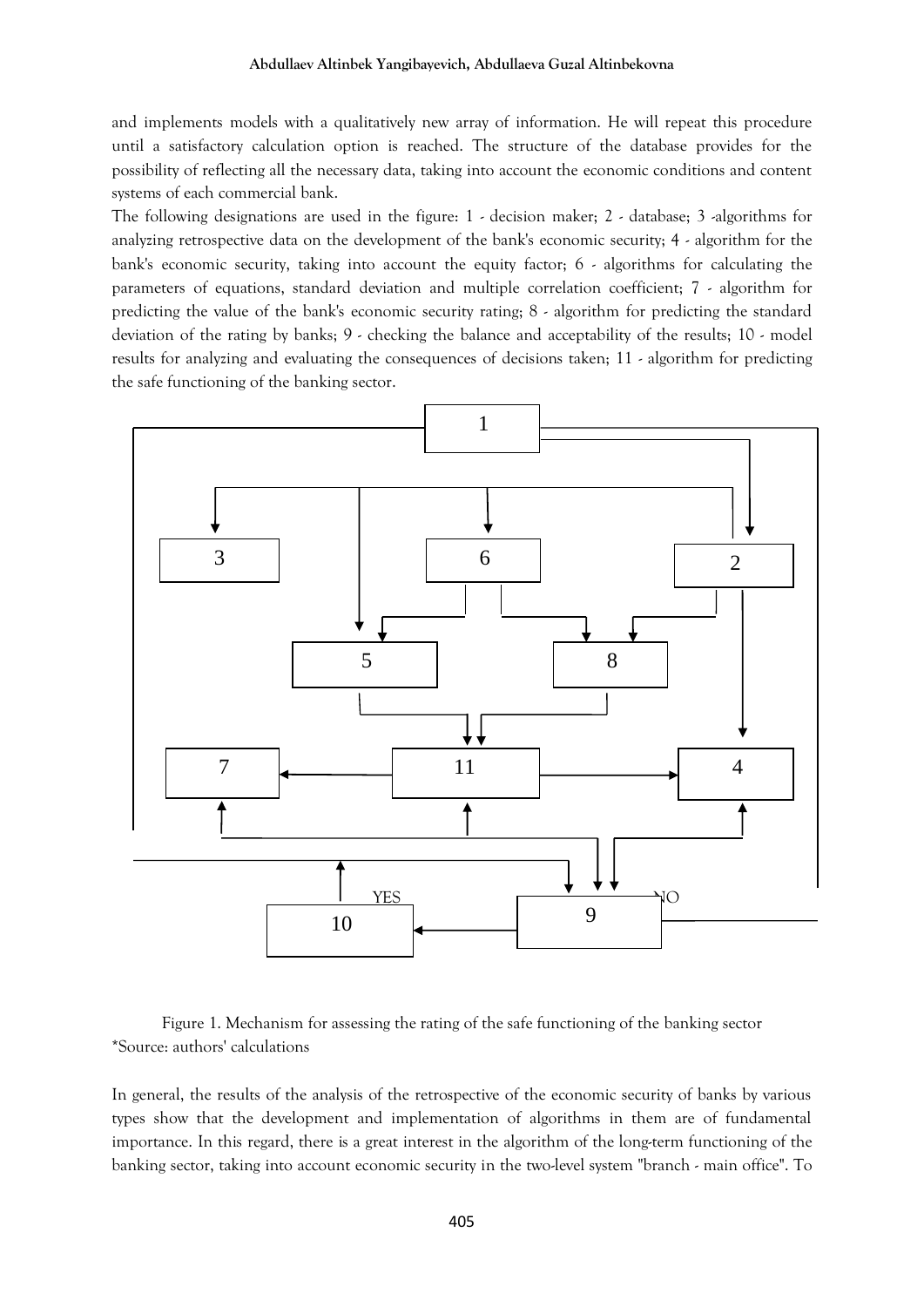and implements models with a qualitatively new array of information. He will repeat this procedure until a satisfactory calculation option is reached. The structure of the database provides for the possibility of reflecting all the necessary data, taking into account the economic conditions and content systems of each commercial bank.

The following designations are used in the figure: 1 - decision maker; 2 - database; 3 -algorithms for analyzing retrospective data on the development of the bank's economic security; 4 - algorithm for the bank's economic security, taking into account the equity factor; 6 - algorithms for calculating the parameters of equations, standard deviation and multiple correlation coefficient; 7 - algorithm for predicting the value of the bank's economic security rating; 8 - algorithm for predicting the standard deviation of the rating by banks; 9 - checking the balance and acceptability of the results; 10 - model results for analyzing and evaluating the consequences of decisions taken; 11 - algorithm for predicting the safe functioning of the banking sector.

1

3

6

2

5

8

7

11

4

YES

NO

10

9

Figure 1. Mechanism for assessing the rating of the safe functioning of the banking sector
*Source: authors' calculations

In general, the results of the analysis of the retrospective of the economic security of banks by various types show that the development and implementation of algorithms in them are of fundamental importance. In this regard, there is a great interest in the algorithm of the long-term functioning of the banking sector, taking into account economic security in the two-level system "branch - main office". To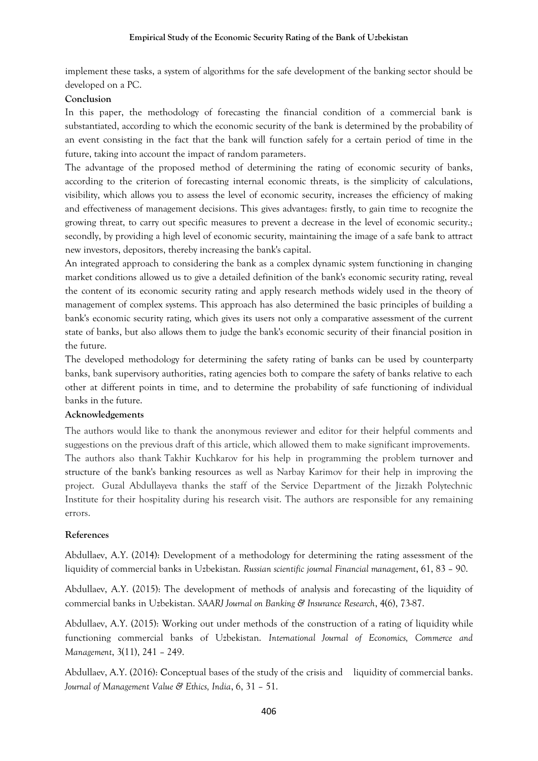implement these tasks, a system of algorithms for the safe development of the banking sector should be developed on a PC.

**Conclusion**

In this paper, the methodology of forecasting the financial condition of a commercial bank is substantiated, according to which the economic security of the bank is determined by the probability of an event consisting in the fact that the bank will function safely for a certain period of time in the future, taking into account the impact of random parameters.

The advantage of the proposed method of determining the rating of economic security of banks, according to the criterion of forecasting internal economic threats, is the simplicity of calculations, visibility, which allows you to assess the level of economic security, increases the efficiency of making and effectiveness of management decisions. This gives advantages: firstly, to gain time to recognize the growing threat, to carry out specific measures to prevent a decrease in the level of economic security.; secondly, by providing a high level of economic security, maintaining the image of a safe bank to attract new investors, depositors, thereby increasing the bank's capital.

An integrated approach to considering the bank as a complex dynamic system functioning in changing market conditions allowed us to give a detailed definition of the bank's economic security rating, reveal the content of its economic security rating and apply research methods widely used in the theory of management of complex systems. This approach has also determined the basic principles of building a bank's economic security rating, which gives its users not only a comparative assessment of the current state of banks, but also allows them to judge the bank's economic security of their financial position in the future.

The developed methodology for determining the safety rating of banks can be used by counterparty banks, bank supervisory authorities, rating agencies both to compare the safety of banks relative to each other at different points in time, and to determine the probability of safe functioning of individual banks in the future.

**Acknowledgements**

The authors would like to thank the anonymous reviewer and editor for their helpful comments and suggestions on the previous draft of this article, which allowed them to make significant improvements. The authors also thank Takhir Kuchkarov for his help in programming the problem turnover and structure of the bank's banking resources as well as Narbay Karimov for their help in improving the project. Guzal Abdullayeva thanks the staff of the Service Department of the Jizzakh Polytechnic Institute for their hospitality during his research visit. The authors are responsible for any remaining errors.

**References**

Abdullaev, A.Y. (2014): Development of a methodology for determining the rating assessment of the liquidity of commercial banks in Uzbekistan. *Russian scientific journal Financial management*, 61, 83 – 90.

Abdullaev, A.Y. (2015): The development of methods of analysis and forecasting of the liquidity of commercial banks in Uzbekistan. *SAARJ Journal on Banking & Insurance Research*, 4(6), 73-87.

Abdullaev, A.Y. (2015): Working out under methods of the construction of a rating of liquidity while functioning commercial banks of Uzbekistan. *International Journal of Economics, Commerce and Management*, 3(11), 241 – 249.

Abdullaev, A.Y. (2016): Conceptual bases of the study of the crisis and liquidity of commercial banks. *Journal of Management Value & Ethics, India*, 6, 31 – 51.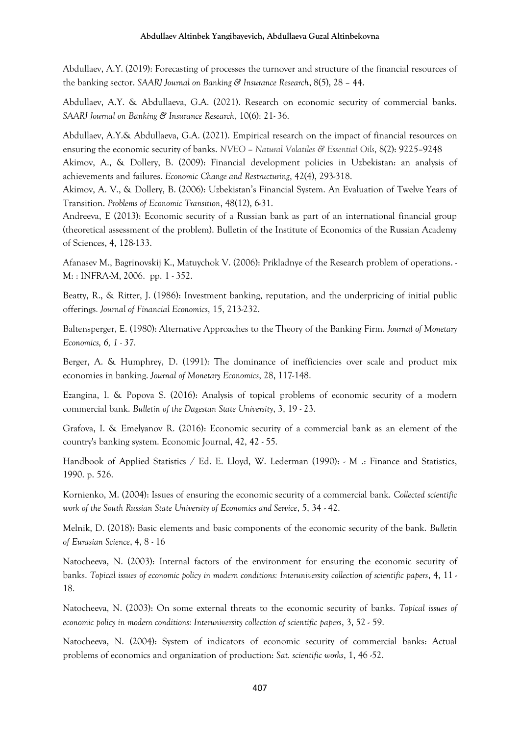Abdullaev, A.Y. (2019): Forecasting of processes the turnover and structure of the financial resources of the banking sector. *SAARJ Journal on Banking & Insurance Research*, 8(5), 28 – 44.

Abdullaev, A.Y. & Abdullaeva, G.A. (2021). Research on economic security of commercial banks. *SAARJ Journal on Banking & Insurance Research*, 10(6): 21- 36.

Abdullaev, A.Y.& Abdullaeva, G.A. (2021). Empirical research on the impact of financial resources on ensuring the economic security of banks. *NVEO – Natural Volatiles & Essential Oils*, 8(2): 9225–9248

Akimov, A., & Dollery, B. (2009): Financial development policies in Uzbekistan: an analysis of achievements and failures. *Economic Change and Restructuring*, 42(4), 293-318.

Akimov, A. V., & Dollery, B. (2006): Uzbekistan's Financial System. An Evaluation of Twelve Years of Transition. *Problems of Economic Transition*, 48(12), 6-31.

Andreeva, E (2013): Economic security of a Russian bank as part of an international financial group (theoretical assessment of the problem). Bulletin of the Institute of Economics of the Russian Academy of Sciences, 4, 128-133.

Afanasev M., Bagrinovskij K., Matuychok V. (2006): Prikladnye of the Research problem of operations. - M: : INFRA-M, 2006. pp. 1 - 352.

Beatty, R., & Ritter, J. (1986): Investment banking, reputation, and the underpricing of initial public offerings. *Journal of Financial Economics*, 15, 213-232.

Baltensperger, E. (1980): Alternative Approaches to the Theory of the Banking Firm. *Journal of Monetary Economics, 6, 1 - 37.*

Berger, A. & Humphrey, D. (1991): The dominance of inefficiencies over scale and product mix economies in banking. *Journal of Monetary Economics*, 28, 117-148.

Ezangina, I. & Popova S. (2016): Analysis of topical problems of economic security of a modern commercial bank. *Bulletin of the Dagestan State University*, 3, 19 - 23.

Grafova, I. & Emelyanov R. (2016): Economic security of a commercial bank as an element of the country's banking system. Economic Journal, 42, 42 - 55.

Handbook of Applied Statistics / Ed. E. Lloyd, W. Lederman (1990): - M .: Finance and Statistics, 1990. p. 526.

Kornienko, M. (2004): Issues of ensuring the economic security of a commercial bank. *Collected scientific work of the South Russian State University of Economics and Service*, 5, 34 - 42.

Melnik, D. (2018): Basic elements and basic components of the economic security of the bank. *Bulletin of Eurasian Science*, 4, 8 - 16

Natocheeva, N. (2003): Internal factors of the environment for ensuring the economic security of banks. *Topical issues of economic policy in modern conditions: Interuniversity collection of scientific papers*, 4, 11 - 18.

Natocheeva, N. (2003): On some external threats to the economic security of banks. *Topical issues of economic policy in modern conditions: Interuniversity collection of scientific papers*, 3, 52 - 59.

Natocheeva, N. (2004): System of indicators of economic security of commercial banks: Actual problems of economics and organization of production: *Sat. scientific works*, 1, 46 -52.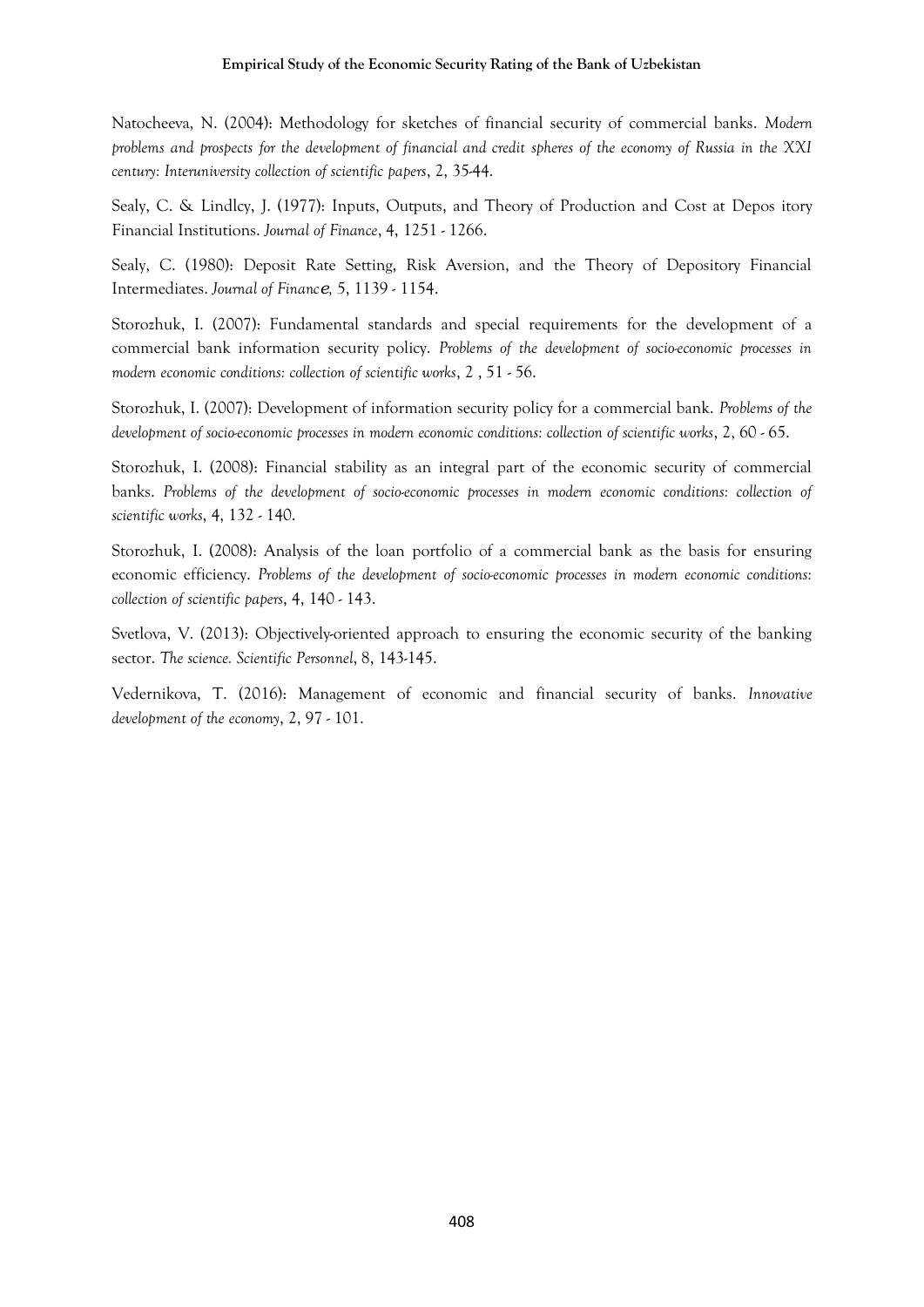Natocheeva, N. (2004): Methodology for sketches of financial security of commercial banks. *Modern problems and prospects for the development of financial and credit spheres of the economy of Russia in the XXI century: Interuniversity collection of scientific papers*, 2, 35-44.

Sealy, C. & Lindlcy, J. (1977): Inputs, Outputs, and Theory of Production and Cost at Depos itory Financial Institutions. *Journal of Finance*, 4, 1251 - 1266.

Sealy, C. (1980): Deposit Rate Setting, Risk Aversion, and the Theory of Depository Financial Intermediates. *Journal of Finance*, 5, 1139 - 1154.

Storozhuk, I. (2007): Fundamental standards and special requirements for the development of a commercial bank information security policy. *Problems of the development of socio-economic processes in modern economic conditions: collection of scientific works*, 2 , 51 - 56.

Storozhuk, I. (2007): Development of information security policy for a commercial bank. *Problems of the development of socio-economic processes in modern economic conditions: collection of scientific works*, 2, 60 - 65.

Storozhuk, I. (2008): Financial stability as an integral part of the economic security of commercial banks. *Problems of the development of socio-economic processes in modern economic conditions: collection of scientific works*, 4, 132 - 140.

Storozhuk, I. (2008): Analysis of the loan portfolio of a commercial bank as the basis for ensuring economic efficiency. *Problems of the development of socio-economic processes in modern economic conditions: collection of scientific papers*, 4, 140 - 143.

Svetlova, V. (2013): Objectively-oriented approach to ensuring the economic security of the banking sector. *The science. Scientific Personnel*, 8, 143-145.

Vedernikova, T. (2016): Management of economic and financial security of banks. *Innovative development of the economy*, 2, 97 - 101.